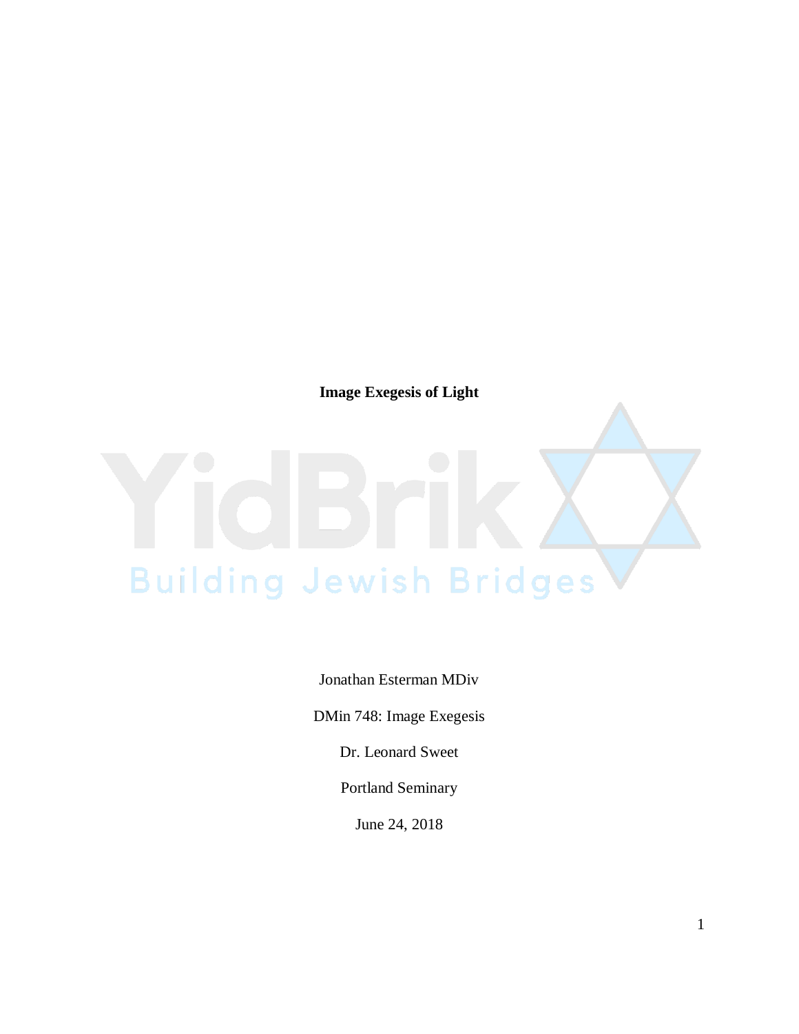**Image Exegesis of Light**

Jonathan Esterman MDiv

DMin 748: Image Exegesis

Dr. Leonard Sweet

Portland Seminary

June 24, 2018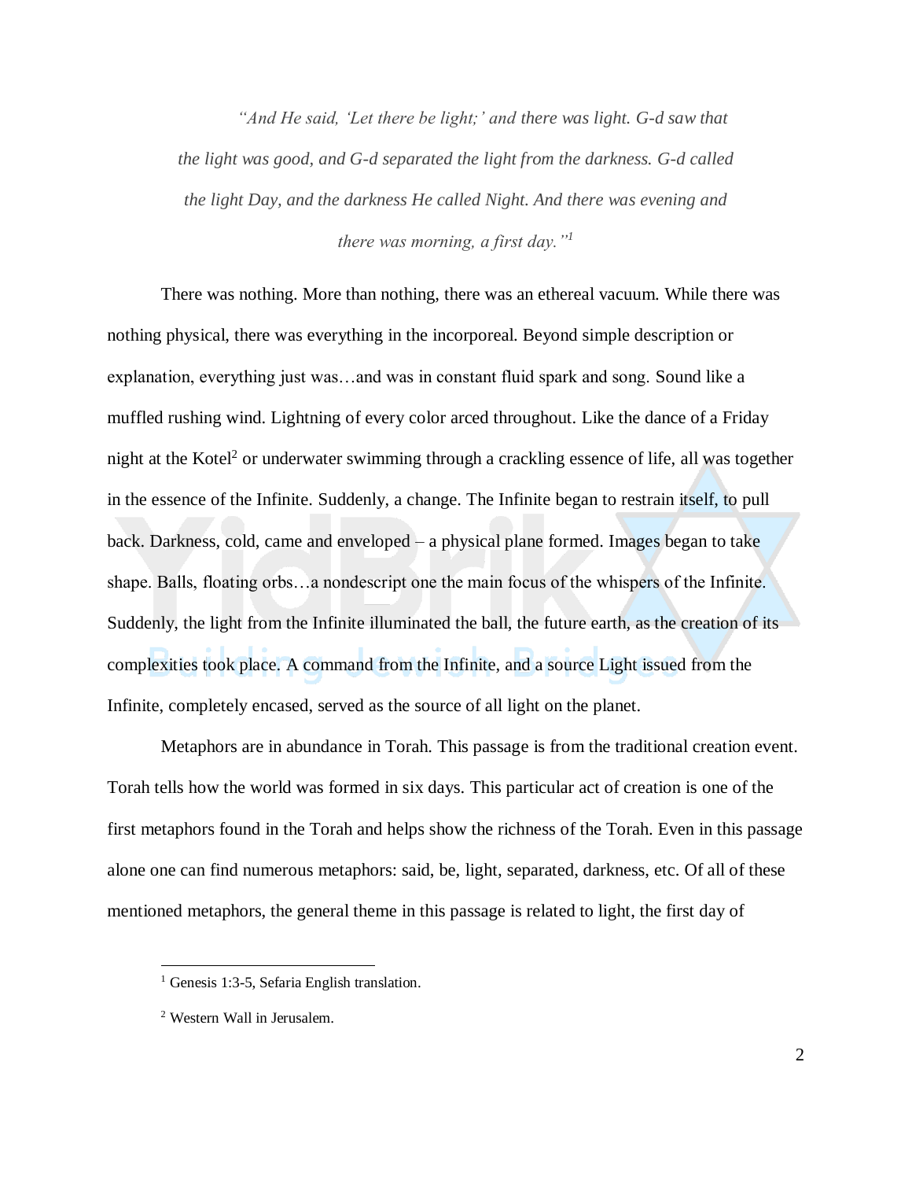*"And He said, 'Let there be light;' and there was light. G-d saw that the light was good, and G-d separated the light from the darkness. G-d called the light Day, and the darkness He called Night. And there was evening and there was morning, a first day."*[1]

There was nothing. More than nothing, there was an ethereal vacuum. While there was nothing physical, there was everything in the incorporeal. Beyond simple description or explanation, everything just was…and was in constant fluid spark and song. Sound like a muffled rushing wind. Lightning of every color arced throughout. Like the dance of a Friday night at the Kotel[2] or underwater swimming through a crackling essence of life, all was together in the essence of the Infinite. Suddenly, a change. The Infinite began to restrain itself, to pull back. Darkness, cold, came and enveloped – a physical plane formed. Images began to take shape. Balls, floating orbs…a nondescript one the main focus of the whispers of the Infinite. Suddenly, the light from the Infinite illuminated the ball, the future earth, as the creation of its complexities took place. A command from the Infinite, and a source Light issued from the Infinite, completely encased, served as the source of all light on the planet.

Metaphors are in abundance in Torah. This passage is from the traditional creation event. Torah tells how the world was formed in six days. This particular act of creation is one of the first metaphors found in the Torah and helps show the richness of the Torah. Even in this passage alone one can find numerous metaphors: said, be, light, separated, darkness, etc. Of all of these mentioned metaphors, the general theme in this passage is related to light, the first day of

---

[1] Genesis 1:3-5, Sefaria English translation.

[2] Western Wall in Jerusalem.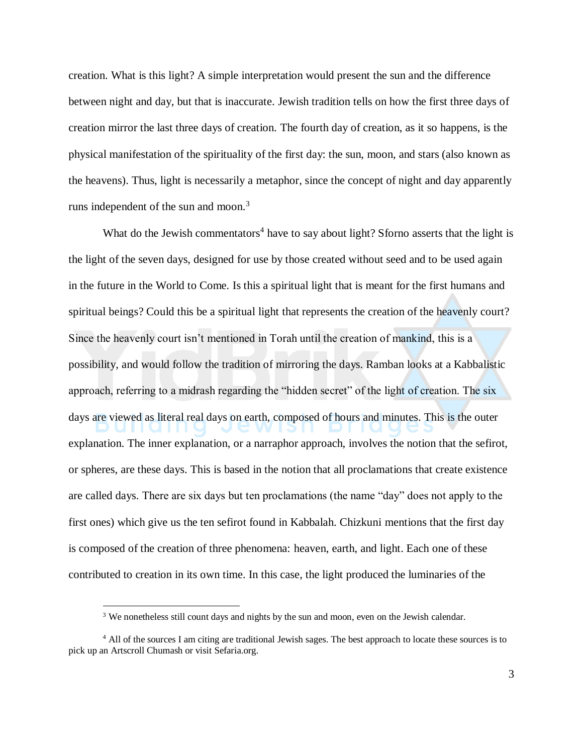creation. What is this light? A simple interpretation would present the sun and the difference between night and day, but that is inaccurate. Jewish tradition tells on how the first three days of creation mirror the last three days of creation. The fourth day of creation, as it so happens, is the physical manifestation of the spirituality of the first day: the sun, moon, and stars (also known as the heavens). Thus, light is necessarily a metaphor, since the concept of night and day apparently runs independent of the sun and moon.[3]

What do the Jewish commentators[4] have to say about light? Sforno asserts that the light is the light of the seven days, designed for use by those created without seed and to be used again in the future in the World to Come. Is this a spiritual light that is meant for the first humans and spiritual beings? Could this be a spiritual light that represents the creation of the heavenly court? Since the heavenly court isn't mentioned in Torah until the creation of mankind, this is a possibility, and would follow the tradition of mirroring the days. Ramban looks at a Kabbalistic approach, referring to a midrash regarding the "hidden secret" of the light of creation. The six days are viewed as literal real days on earth, composed of hours and minutes. This is the outer explanation. The inner explanation, or a narraphor approach, involves the notion that the sefirot, or spheres, are these days. This is based in the notion that all proclamations that create existence are called days. There are six days but ten proclamations (the name "day" does not apply to the first ones) which give us the ten sefirot found in Kabbalah. Chizkuni mentions that the first day is composed of the creation of three phenomena: heaven, earth, and light. Each one of these contributed to creation in its own time. In this case, the light produced the luminaries of the

[3] We nonetheless still count days and nights by the sun and moon, even on the Jewish calendar.

[4] All of the sources I am citing are traditional Jewish sages. The best approach to locate these sources is to pick up an Artscroll Chumash or visit Sefaria.org.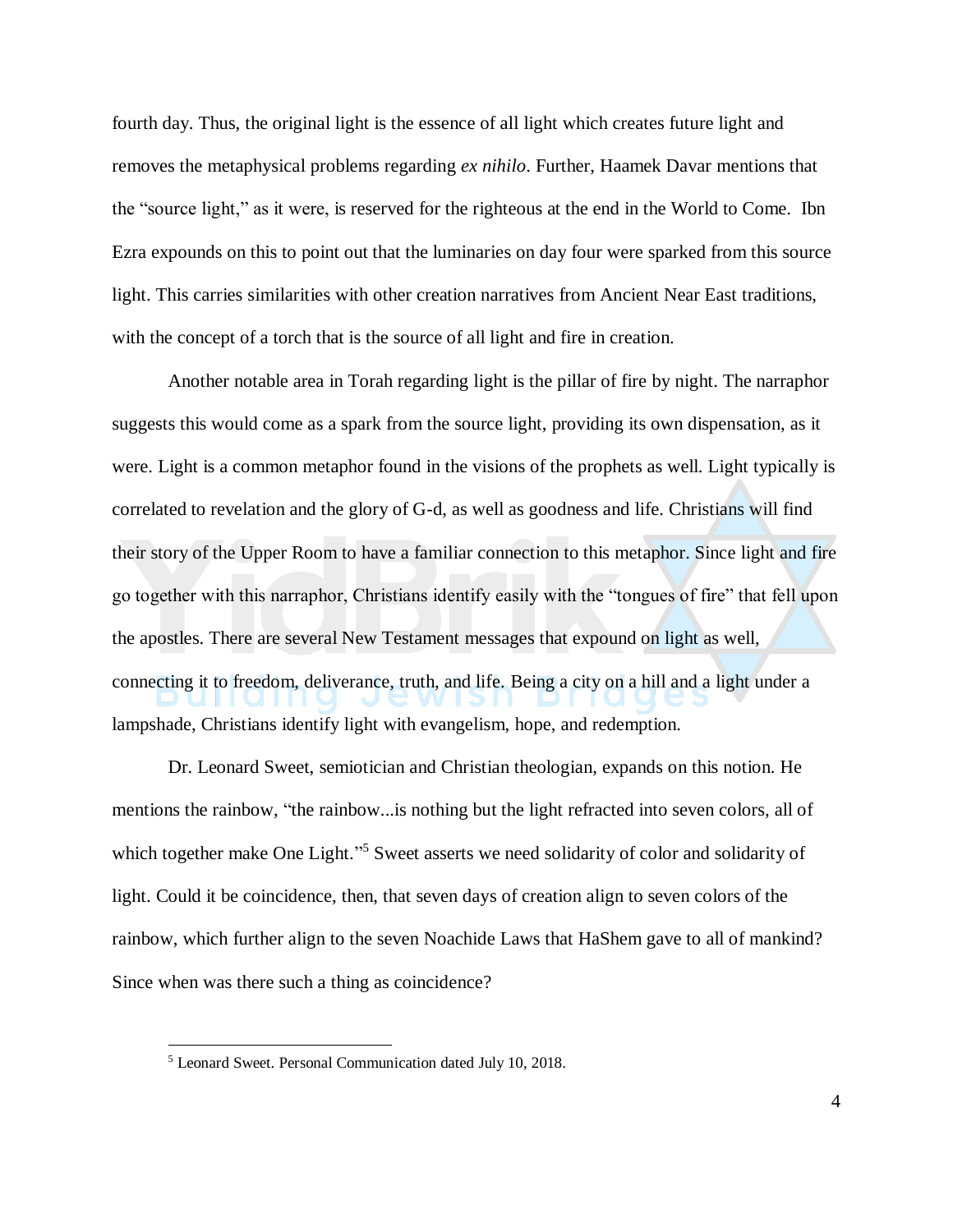fourth day. Thus, the original light is the essence of all light which creates future light and removes the metaphysical problems regarding *ex nihilo*. Further, Haamek Davar mentions that the "source light," as it were, is reserved for the righteous at the end in the World to Come. Ibn Ezra expounds on this to point out that the luminaries on day four were sparked from this source light. This carries similarities with other creation narratives from Ancient Near East traditions, with the concept of a torch that is the source of all light and fire in creation.

Another notable area in Torah regarding light is the pillar of fire by night. The narraphor suggests this would come as a spark from the source light, providing its own dispensation, as it were. Light is a common metaphor found in the visions of the prophets as well. Light typically is correlated to revelation and the glory of G-d, as well as goodness and life. Christians will find their story of the Upper Room to have a familiar connection to this metaphor. Since light and fire go together with this narraphor, Christians identify easily with the "tongues of fire" that fell upon the apostles. There are several New Testament messages that expound on light as well, connecting it to freedom, deliverance, truth, and life. Being a city on a hill and a light under a lampshade, Christians identify light with evangelism, hope, and redemption.

Dr. Leonard Sweet, semiotician and Christian theologian, expands on this notion. He mentions the rainbow, "the rainbow...is nothing but the light refracted into seven colors, all of which together make One Light."[5] Sweet asserts we need solidarity of color and solidarity of light. Could it be coincidence, then, that seven days of creation align to seven colors of the rainbow, which further align to the seven Noachide Laws that HaShem gave to all of mankind? Since when was there such a thing as coincidence?

[5] Leonard Sweet. Personal Communication dated July 10, 2018.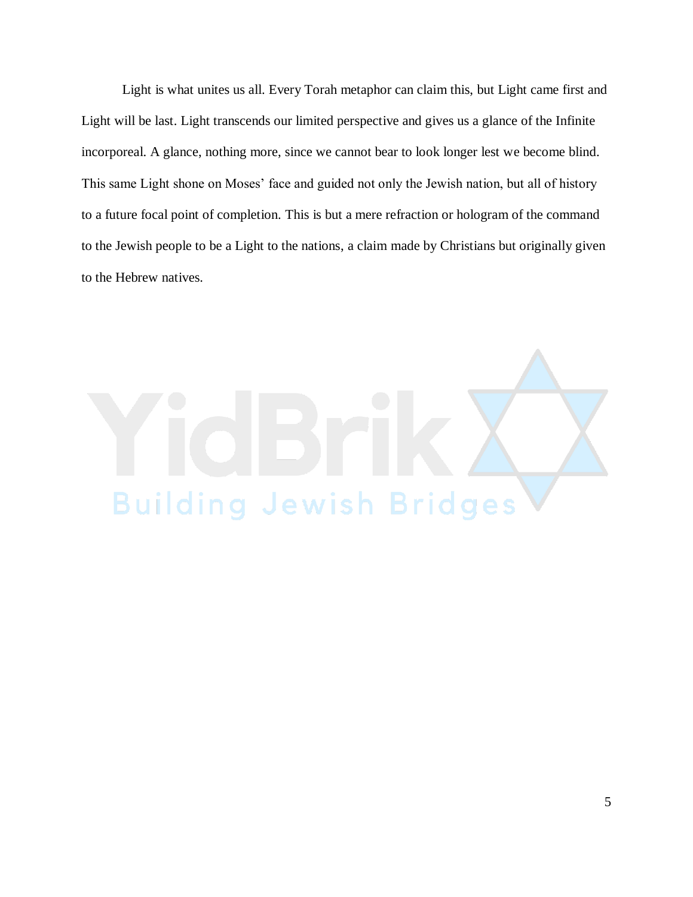Light is what unites us all. Every Torah metaphor can claim this, but Light came first and Light will be last. Light transcends our limited perspective and gives us a glance of the Infinite incorporeal. A glance, nothing more, since we cannot bear to look longer lest we become blind. This same Light shone on Moses' face and guided not only the Jewish nation, but all of history to a future focal point of completion. This is but a mere refraction or hologram of the command to the Jewish people to be a Light to the nations, a claim made by Christians but originally given to the Hebrew natives.